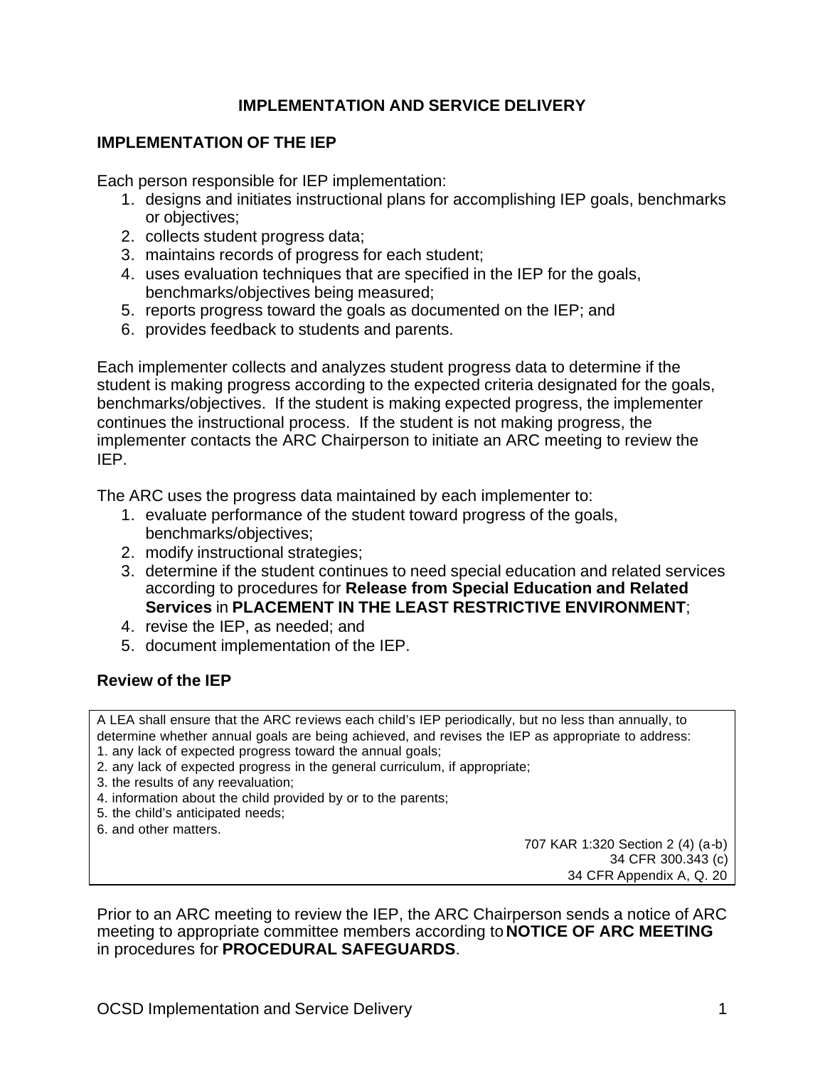# IMPLEMENTATION AND SERVICE DELIVERY

## IMPLEMENTATION OF THE IEP

Each person responsible for IEP implementation:

1. designs and initiates instructional plans for accomplishing IEP goals, benchmarks or objectives;
2. collects student progress data;
3. maintains records of progress for each student;
4. uses evaluation techniques that are specified in the IEP for the goals, benchmarks/objectives being measured;
5. reports progress toward the goals as documented on the IEP; and
6. provides feedback to students and parents.

Each implementer collects and analyzes student progress data to determine if the student is making progress according to the expected criteria designated for the goals, benchmarks/objectives. If the student is making expected progress, the implementer continues the instructional process. If the student is not making progress, the implementer contacts the ARC Chairperson to initiate an ARC meeting to review the IEP.

The ARC uses the progress data maintained by each implementer to:

1. evaluate performance of the student toward progress of the goals, benchmarks/objectives;
2. modify instructional strategies;
3. determine if the student continues to need special education and related services according to procedures for **Release from Special Education and Related Services** in **PLACEMENT IN THE LEAST RESTRICTIVE ENVIRONMENT**;
4. revise the IEP, as needed; and
5. document implementation of the IEP.

### Review of the IEP

> A LEA shall ensure that the ARC reviews each child's IEP periodically, but no less than annually, to determine whether annual goals are being achieved, and revises the IEP as appropriate to address:
> 1. any lack of expected progress toward the annual goals;
> 2. any lack of expected progress in the general curriculum, if appropriate;
> 3. the results of any reevaluation;
> 4. information about the child provided by or to the parents;
> 5. the child's anticipated needs;
> 6. and other matters.
>
> 707 KAR 1:320 Section 2 (4) (a-b)
> 34 CFR 300.343 (c)
> 34 CFR Appendix A, Q. 20

Prior to an ARC meeting to review the IEP, the ARC Chairperson sends a notice of ARC meeting to appropriate committee members according to **NOTICE OF ARC MEETING** in procedures for **PROCEDURAL SAFEGUARDS**.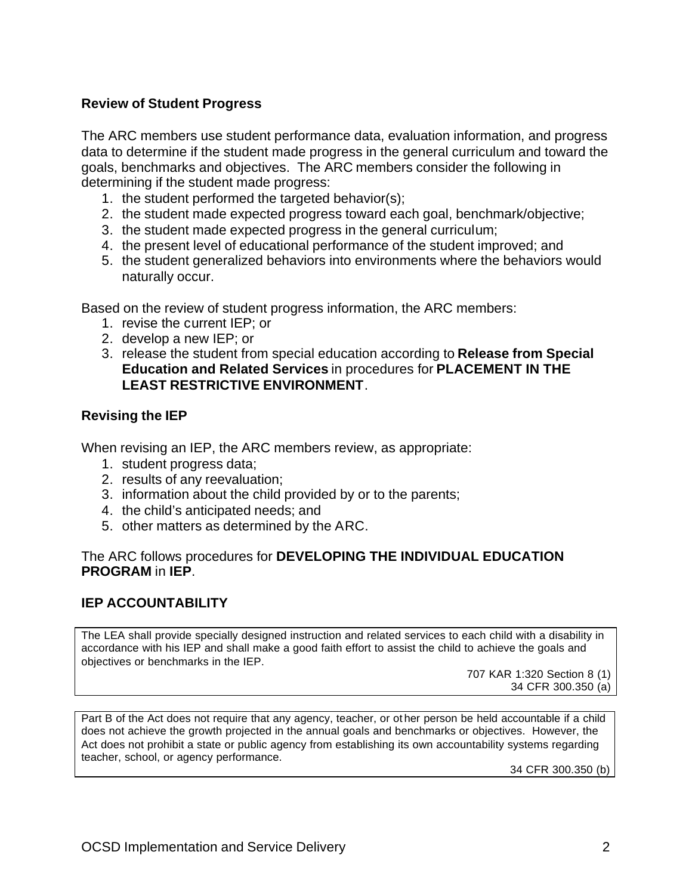### Review of Student Progress

The ARC members use student performance data, evaluation information, and progress data to determine if the student made progress in the general curriculum and toward the goals, benchmarks and objectives. The ARC members consider the following in determining if the student made progress:

1. the student performed the targeted behavior(s);
2. the student made expected progress toward each goal, benchmark/objective;
3. the student made expected progress in the general curriculum;
4. the present level of educational performance of the student improved; and
5. the student generalized behaviors into environments where the behaviors would naturally occur.

Based on the review of student progress information, the ARC members:

1. revise the current IEP; or
2. develop a new IEP; or
3. release the student from special education according to **Release from Special Education and Related Services** in procedures for **PLACEMENT IN THE LEAST RESTRICTIVE ENVIRONMENT**.

### Revising the IEP

When revising an IEP, the ARC members review, as appropriate:

1. student progress data;
2. results of any reevaluation;
3. information about the child provided by or to the parents;
4. the child's anticipated needs; and
5. other matters as determined by the ARC.

The ARC follows procedures for **DEVELOPING THE INDIVIDUAL EDUCATION PROGRAM** in **IEP**.

## IEP ACCOUNTABILITY

> The LEA shall provide specially designed instruction and related services to each child with a disability in accordance with his IEP and shall make a good faith effort to assist the child to achieve the goals and objectives or benchmarks in the IEP.
>
> 707 KAR 1:320 Section 8 (1)
> 34 CFR 300.350 (a)

> Part B of the Act does not require that any agency, teacher, or other person be held accountable if a child does not achieve the growth projected in the annual goals and benchmarks or objectives. However, the Act does not prohibit a state or public agency from establishing its own accountability systems regarding teacher, school, or agency performance.
>
> 34 CFR 300.350 (b)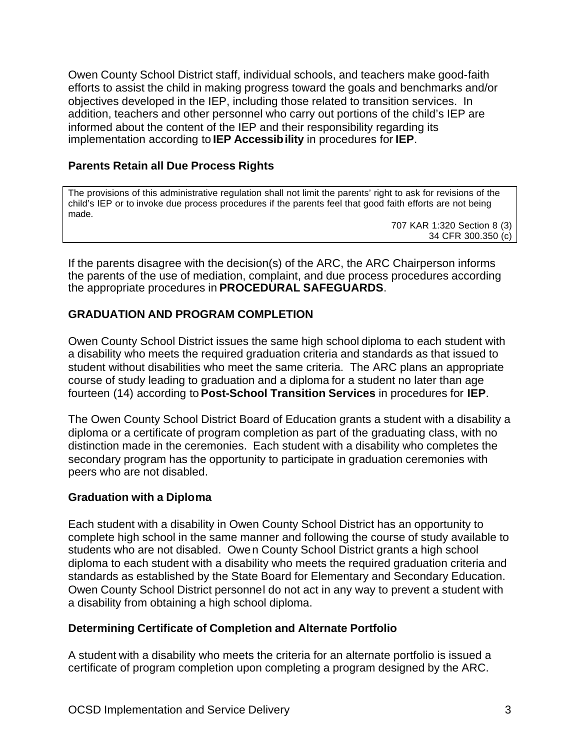Owen County School District staff, individual schools, and teachers make good-faith efforts to assist the child in making progress toward the goals and benchmarks and/or objectives developed in the IEP, including those related to transition services. In addition, teachers and other personnel who carry out portions of the child's IEP are informed about the content of the IEP and their responsibility regarding its implementation according to **IEP Accessibility** in procedures for **IEP**.

### Parents Retain all Due Process Rights

> The provisions of this administrative regulation shall not limit the parents' right to ask for revisions of the child's IEP or to invoke due process procedures if the parents feel that good faith efforts are not being made.
>
> 707 KAR 1:320 Section 8 (3)
> 34 CFR 300.350 (c)

If the parents disagree with the decision(s) of the ARC, the ARC Chairperson informs the parents of the use of mediation, complaint, and due process procedures according the appropriate procedures in **PROCEDURAL SAFEGUARDS**.

## GRADUATION AND PROGRAM COMPLETION

Owen County School District issues the same high school diploma to each student with a disability who meets the required graduation criteria and standards as that issued to student without disabilities who meet the same criteria. The ARC plans an appropriate course of study leading to graduation and a diploma for a student no later than age fourteen (14) according to **Post-School Transition Services** in procedures for **IEP**.

The Owen County School District Board of Education grants a student with a disability a diploma or a certificate of program completion as part of the graduating class, with no distinction made in the ceremonies. Each student with a disability who completes the secondary program has the opportunity to participate in graduation ceremonies with peers who are not disabled.

### Graduation with a Diploma

Each student with a disability in Owen County School District has an opportunity to complete high school in the same manner and following the course of study available to students who are not disabled. Owen County School District grants a high school diploma to each student with a disability who meets the required graduation criteria and standards as established by the State Board for Elementary and Secondary Education. Owen County School District personnel do not act in any way to prevent a student with a disability from obtaining a high school diploma.

### Determining Certificate of Completion and Alternate Portfolio

A student with a disability who meets the criteria for an alternate portfolio is issued a certificate of program completion upon completing a program designed by the ARC.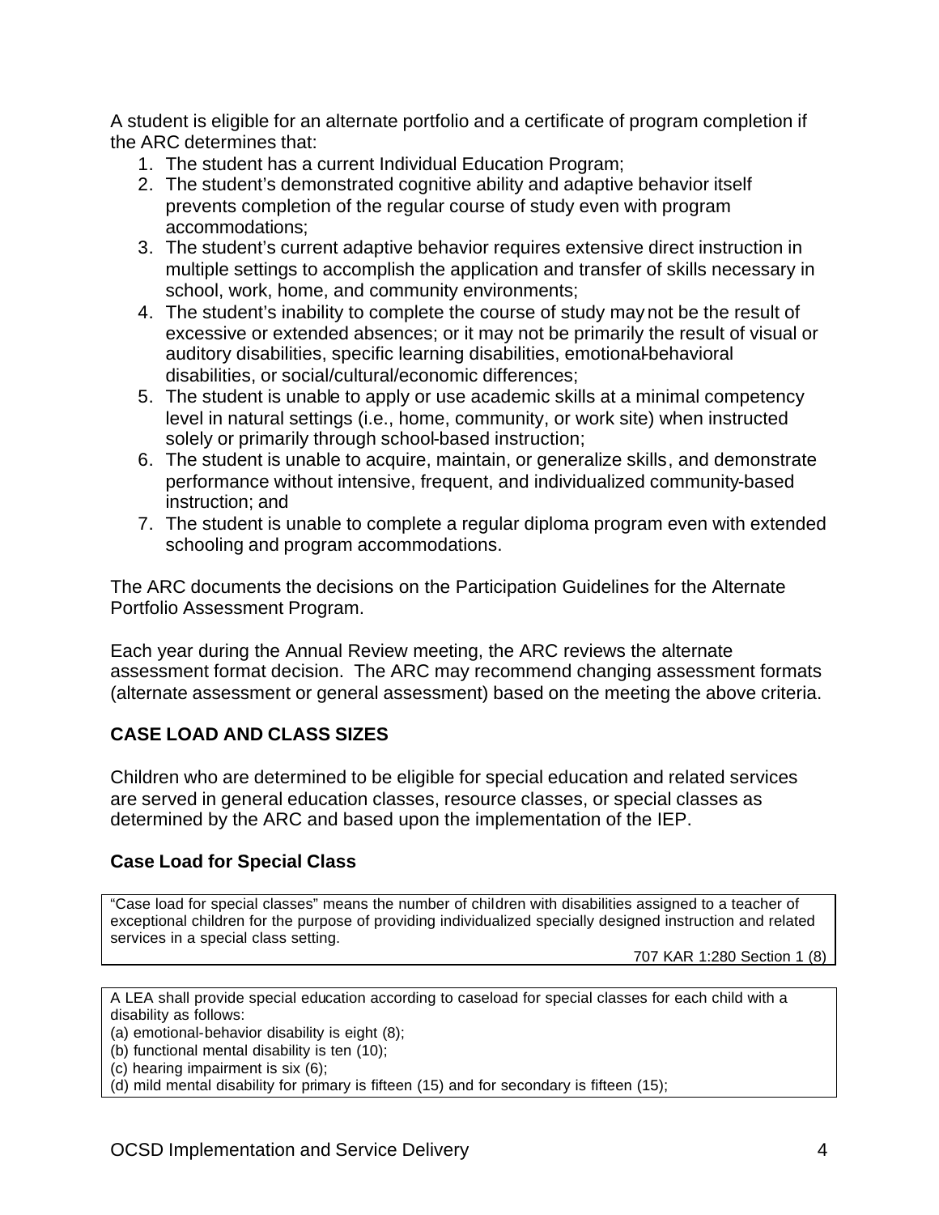A student is eligible for an alternate portfolio and a certificate of program completion if the ARC determines that:

1. The student has a current Individual Education Program;
2. The student's demonstrated cognitive ability and adaptive behavior itself prevents completion of the regular course of study even with program accommodations;
3. The student's current adaptive behavior requires extensive direct instruction in multiple settings to accomplish the application and transfer of skills necessary in school, work, home, and community environments;
4. The student's inability to complete the course of study may not be the result of excessive or extended absences; or it may not be primarily the result of visual or auditory disabilities, specific learning disabilities, emotional-behavioral disabilities, or social/cultural/economic differences;
5. The student is unable to apply or use academic skills at a minimal competency level in natural settings (i.e., home, community, or work site) when instructed solely or primarily through school-based instruction;
6. The student is unable to acquire, maintain, or generalize skills, and demonstrate performance without intensive, frequent, and individualized community-based instruction; and
7. The student is unable to complete a regular diploma program even with extended schooling and program accommodations.

The ARC documents the decisions on the Participation Guidelines for the Alternate Portfolio Assessment Program.

Each year during the Annual Review meeting, the ARC reviews the alternate assessment format decision. The ARC may recommend changing assessment formats (alternate assessment or general assessment) based on the meeting the above criteria.

## CASE LOAD AND CLASS SIZES

Children who are determined to be eligible for special education and related services are served in general education classes, resource classes, or special classes as determined by the ARC and based upon the implementation of the IEP.

### Case Load for Special Class

> "Case load for special classes" means the number of children with disabilities assigned to a teacher of exceptional children for the purpose of providing individualized specially designed instruction and related services in a special class setting.
>
> 707 KAR 1:280 Section 1 (8)

> A LEA shall provide special education according to caseload for special classes for each child with a disability as follows:
> (a) emotional-behavior disability is eight (8);
> (b) functional mental disability is ten (10);
> (c) hearing impairment is six (6);
> (d) mild mental disability for primary is fifteen (15) and for secondary is fifteen (15);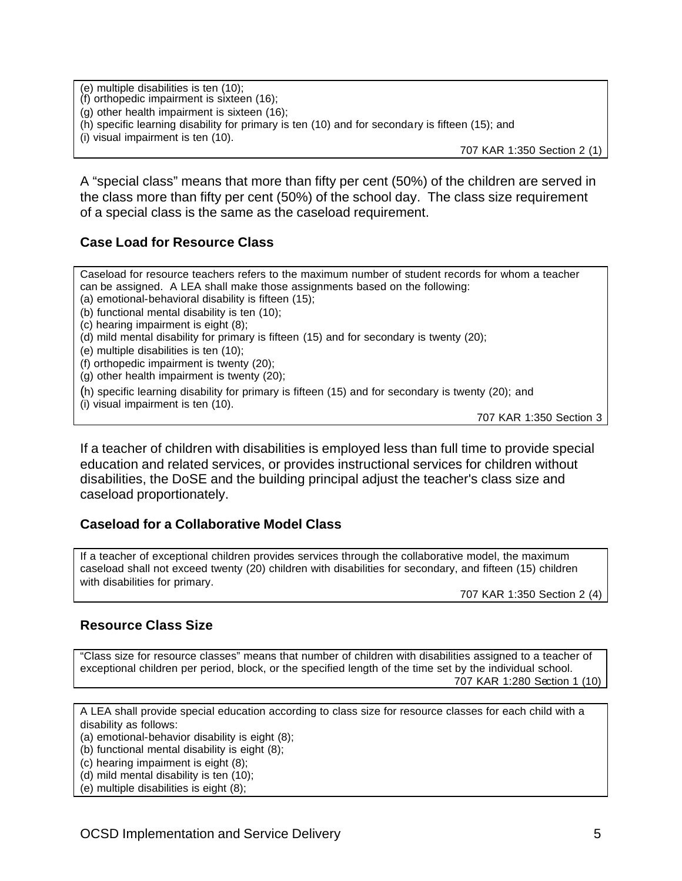(e) multiple disabilities is ten (10);
(f) orthopedic impairment is sixteen (16);
(g) other health impairment is sixteen (16);
(h) specific learning disability for primary is ten (10) and for secondary is fifteen (15); and
(i) visual impairment is ten (10).

707 KAR 1:350 Section 2 (1)

A "special class" means that more than fifty per cent (50%) of the children are served in the class more than fifty per cent (50%) of the school day. The class size requirement of a special class is the same as the caseload requirement.

### Case Load for Resource Class

Caseload for resource teachers refers to the maximum number of student records for whom a teacher can be assigned. A LEA shall make those assignments based on the following:
(a) emotional-behavioral disability is fifteen (15);
(b) functional mental disability is ten (10);
(c) hearing impairment is eight (8);
(d) mild mental disability for primary is fifteen (15) and for secondary is twenty (20);
(e) multiple disabilities is ten (10);
(f) orthopedic impairment is twenty (20);
(g) other health impairment is twenty (20);
(h) specific learning disability for primary is fifteen (15) and for secondary is twenty (20); and
(i) visual impairment is ten (10).

707 KAR 1:350 Section 3

If a teacher of children with disabilities is employed less than full time to provide special education and related services, or provides instructional services for children without disabilities, the DoSE and the building principal adjust the teacher's class size and caseload proportionately.

### Caseload for a Collaborative Model Class

If a teacher of exceptional children provides services through the collaborative model, the maximum caseload shall not exceed twenty (20) children with disabilities for secondary, and fifteen (15) children with disabilities for primary.

707 KAR 1:350 Section 2 (4)

### Resource Class Size

"Class size for resource classes" means that number of children with disabilities assigned to a teacher of exceptional children per period, block, or the specified length of the time set by the individual school.

707 KAR 1:280 Section 1 (10)

A LEA shall provide special education according to class size for resource classes for each child with a disability as follows:
(a) emotional-behavior disability is eight (8);
(b) functional mental disability is eight (8);
(c) hearing impairment is eight (8);
(d) mild mental disability is ten (10);
(e) multiple disabilities is eight (8);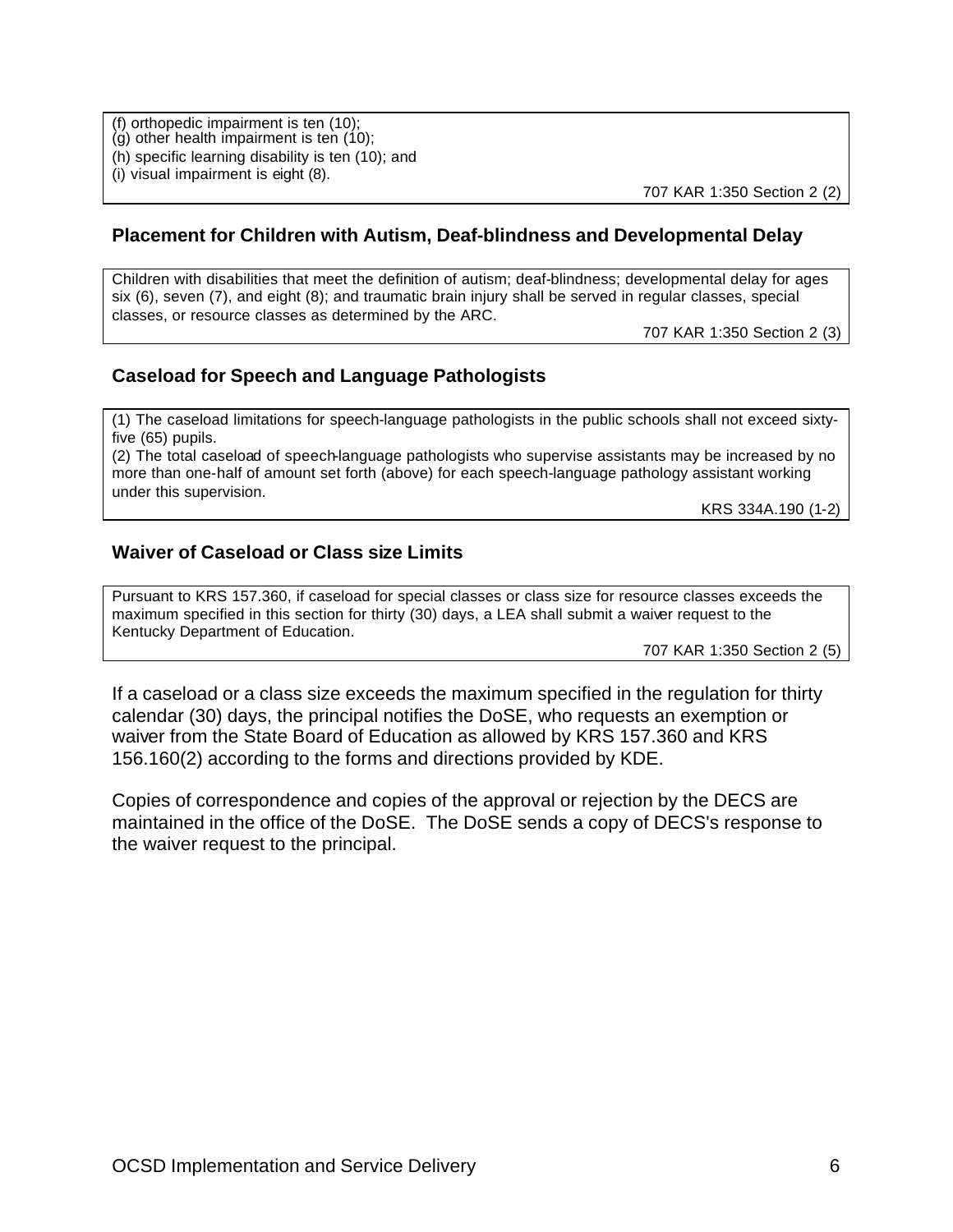(f) orthopedic impairment is ten (10);
(g) other health impairment is ten (10);
(h) specific learning disability is ten (10); and
(i) visual impairment is eight (8).

707 KAR 1:350 Section 2 (2)

### Placement for Children with Autism, Deaf-blindness and Developmental Delay

Children with disabilities that meet the definition of autism; deaf-blindness; developmental delay for ages six (6), seven (7), and eight (8); and traumatic brain injury shall be served in regular classes, special classes, or resource classes as determined by the ARC.

707 KAR 1:350 Section 2 (3)

### Caseload for Speech and Language Pathologists

(1) The caseload limitations for speech-language pathologists in the public schools shall not exceed sixty-five (65) pupils.
(2) The total caseload of speech-language pathologists who supervise assistants may be increased by no more than one-half of amount set forth (above) for each speech-language pathology assistant working under this supervision.

KRS 334A.190 (1-2)

### Waiver of Caseload or Class size Limits

Pursuant to KRS 157.360, if caseload for special classes or class size for resource classes exceeds the maximum specified in this section for thirty (30) days, a LEA shall submit a waiver request to the Kentucky Department of Education.

707 KAR 1:350 Section 2 (5)

If a caseload or a class size exceeds the maximum specified in the regulation for thirty calendar (30) days, the principal notifies the DoSE, who requests an exemption or waiver from the State Board of Education as allowed by KRS 157.360 and KRS 156.160(2) according to the forms and directions provided by KDE.

Copies of correspondence and copies of the approval or rejection by the DECS are maintained in the office of the DoSE. The DoSE sends a copy of DECS's response to the waiver request to the principal.